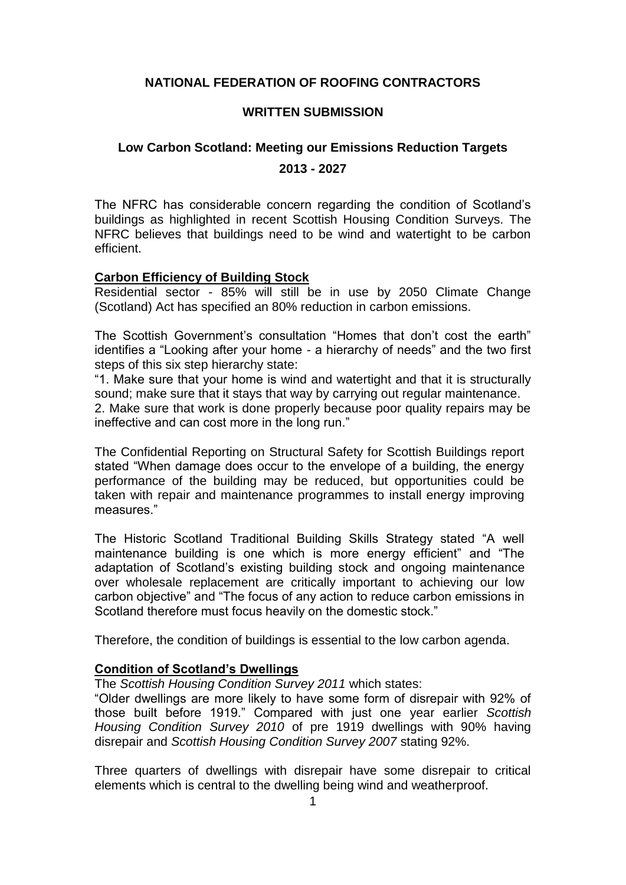**NATIONAL FEDERATION OF ROOFING CONTRACTORS**

**WRITTEN SUBMISSION**

**Low Carbon Scotland: Meeting our Emissions Reduction Targets**

**2013 - 2027**

The NFRC has considerable concern regarding the condition of Scotland's buildings as highlighted in recent Scottish Housing Condition Surveys. The NFRC believes that buildings need to be wind and watertight to be carbon efficient.

## Carbon Efficiency of Building Stock

Residential sector - 85% will still be in use by 2050 Climate Change (Scotland) Act has specified an 80% reduction in carbon emissions.

The Scottish Government's consultation "Homes that don't cost the earth" identifies a "Looking after your home - a hierarchy of needs" and the two first steps of this six step hierarchy state:

"1. Make sure that your home is wind and watertight and that it is structurally sound; make sure that it stays that way by carrying out regular maintenance.
2. Make sure that work is done properly because poor quality repairs may be ineffective and can cost more in the long run."

The Confidential Reporting on Structural Safety for Scottish Buildings report stated "When damage does occur to the envelope of a building, the energy performance of the building may be reduced, but opportunities could be taken with repair and maintenance programmes to install energy improving measures."

The Historic Scotland Traditional Building Skills Strategy stated "A well maintenance building is one which is more energy efficient" and "The adaptation of Scotland's existing building stock and ongoing maintenance over wholesale replacement are critically important to achieving our low carbon objective" and "The focus of any action to reduce carbon emissions in Scotland therefore must focus heavily on the domestic stock."

Therefore, the condition of buildings is essential to the low carbon agenda.

## Condition of Scotland's Dwellings

The *Scottish Housing Condition Survey 2011* which states:
"Older dwellings are more likely to have some form of disrepair with 92% of those built before 1919." Compared with just one year earlier *Scottish Housing Condition Survey 2010* of pre 1919 dwellings with 90% having disrepair and *Scottish Housing Condition Survey 2007* stating 92%.

Three quarters of dwellings with disrepair have some disrepair to critical elements which is central to the dwelling being wind and weatherproof.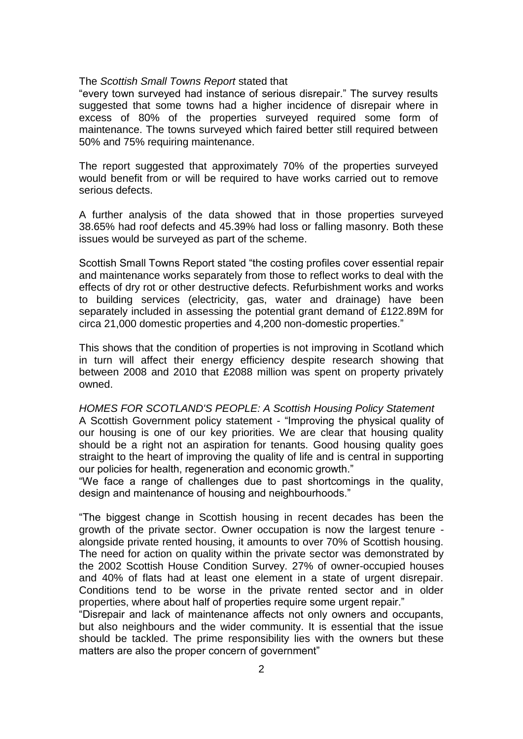The *Scottish Small Towns Report* stated that "every town surveyed had instance of serious disrepair." The survey results suggested that some towns had a higher incidence of disrepair where in excess of 80% of the properties surveyed required some form of maintenance. The towns surveyed which faired better still required between 50% and 75% requiring maintenance.

The report suggested that approximately 70% of the properties surveyed would benefit from or will be required to have works carried out to remove serious defects.

A further analysis of the data showed that in those properties surveyed 38.65% had roof defects and 45.39% had loss or falling masonry. Both these issues would be surveyed as part of the scheme.

Scottish Small Towns Report stated "the costing profiles cover essential repair and maintenance works separately from those to reflect works to deal with the effects of dry rot or other destructive defects. Refurbishment works and works to building services (electricity, gas, water and drainage) have been separately included in assessing the potential grant demand of £122.89M for circa 21,000 domestic properties and 4,200 non-domestic properties."

This shows that the condition of properties is not improving in Scotland which in turn will affect their energy efficiency despite research showing that between 2008 and 2010 that £2088 million was spent on property privately owned.

*HOMES FOR SCOTLAND'S PEOPLE: A Scottish Housing Policy Statement*

A Scottish Government policy statement - "Improving the physical quality of our housing is one of our key priorities. We are clear that housing quality should be a right not an aspiration for tenants. Good housing quality goes straight to the heart of improving the quality of life and is central in supporting our policies for health, regeneration and economic growth."

"We face a range of challenges due to past shortcomings in the quality, design and maintenance of housing and neighbourhoods."

"The biggest change in Scottish housing in recent decades has been the growth of the private sector. Owner occupation is now the largest tenure - alongside private rented housing, it amounts to over 70% of Scottish housing. The need for action on quality within the private sector was demonstrated by the 2002 Scottish House Condition Survey. 27% of owner-occupied houses and 40% of flats had at least one element in a state of urgent disrepair. Conditions tend to be worse in the private rented sector and in older properties, where about half of properties require some urgent repair."

"Disrepair and lack of maintenance affects not only owners and occupants, but also neighbours and the wider community. It is essential that the issue should be tackled. The prime responsibility lies with the owners but these matters are also the proper concern of government"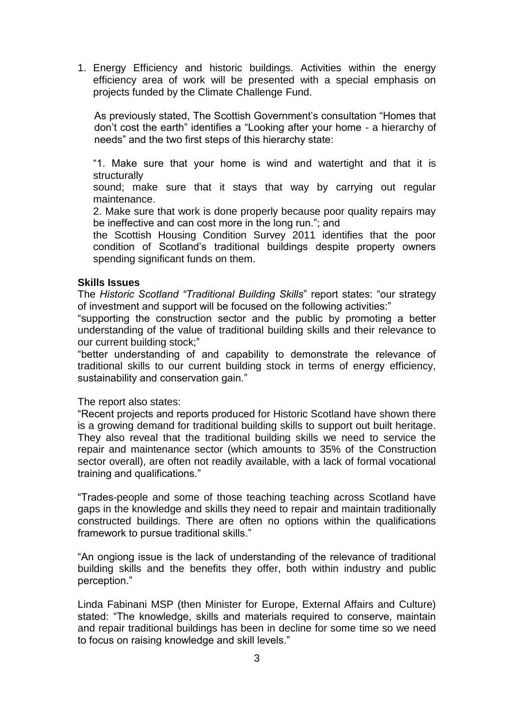1. Energy Efficiency and historic buildings. Activities within the energy efficiency area of work will be presented with a special emphasis on projects funded by the Climate Challenge Fund.

   As previously stated, The Scottish Government's consultation "Homes that don't cost the earth" identifies a "Looking after your home - a hierarchy of needs" and the two first steps of this hierarchy state:

   "1. Make sure that your home is wind and watertight and that it is structurally
   sound; make sure that it stays that way by carrying out regular maintenance.
   2. Make sure that work is done properly because poor quality repairs may be ineffective and can cost more in the long run."; and
   the Scottish Housing Condition Survey 2011 identifies that the poor condition of Scotland's traditional buildings despite property owners spending significant funds on them.

**Skills Issues**

The *Historic Scotland "Traditional Building Skills*" report states: "our strategy of investment and support will be focused on the following activities:"

"supporting the construction sector and the public by promoting a better understanding of the value of traditional building skills and their relevance to our current building stock;"

"better understanding of and capability to demonstrate the relevance of traditional skills to our current building stock in terms of energy efficiency, sustainability and conservation gain."

The report also states:

"Recent projects and reports produced for Historic Scotland have shown there is a growing demand for traditional building skills to support out built heritage. They also reveal that the traditional building skills we need to service the repair and maintenance sector (which amounts to 35% of the Construction sector overall), are often not readily available, with a lack of formal vocational training and qualifications."

"Trades-people and some of those teaching teaching across Scotland have gaps in the knowledge and skills they need to repair and maintain traditionally constructed buildings. There are often no options within the qualifications framework to pursue traditional skills."

"An ongiong issue is the lack of understanding of the relevance of traditional building skills and the benefits they offer, both within industry and public perception."

Linda Fabinani MSP (then Minister for Europe, External Affairs and Culture) stated: "The knowledge, skills and materials required to conserve, maintain and repair traditional buildings has been in decline for some time so we need to focus on raising knowledge and skill levels."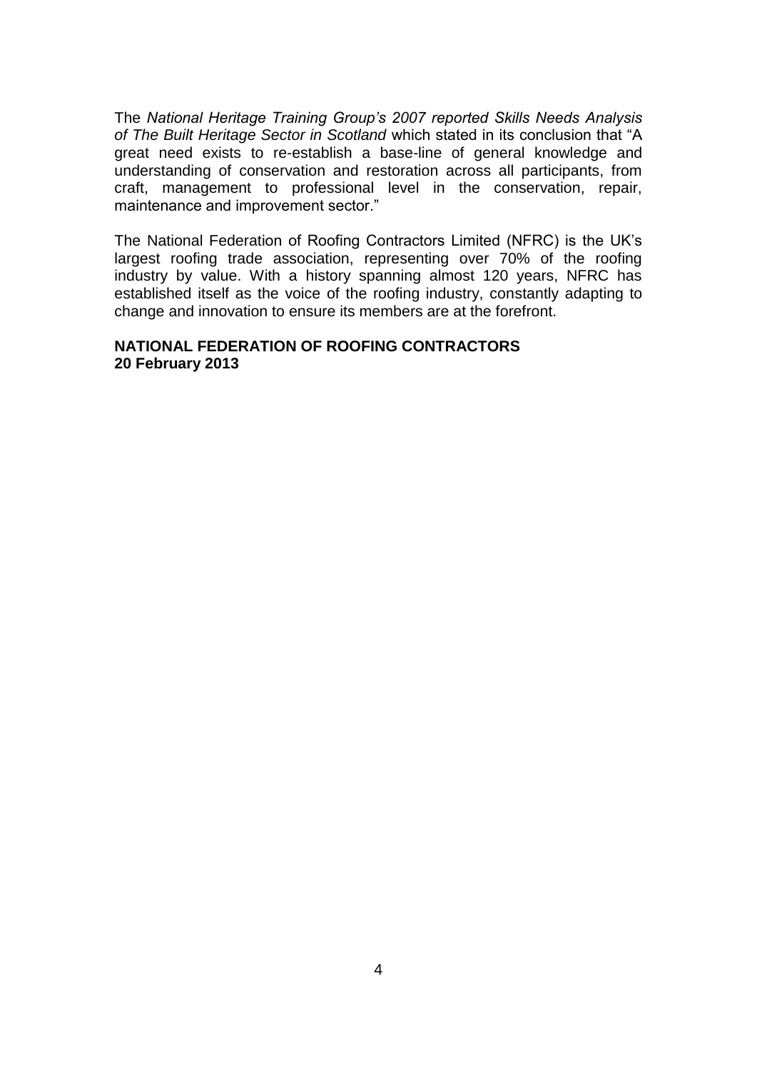The *National Heritage Training Group's 2007 reported Skills Needs Analysis of The Built Heritage Sector in Scotland* which stated in its conclusion that "A great need exists to re-establish a base-line of general knowledge and understanding of conservation and restoration across all participants, from craft, management to professional level in the conservation, repair, maintenance and improvement sector."

The National Federation of Roofing Contractors Limited (NFRC) is the UK's largest roofing trade association, representing over 70% of the roofing industry by value. With a history spanning almost 120 years, NFRC has established itself as the voice of the roofing industry, constantly adapting to change and innovation to ensure its members are at the forefront.

**NATIONAL FEDERATION OF ROOFING CONTRACTORS**
**20 February 2013**